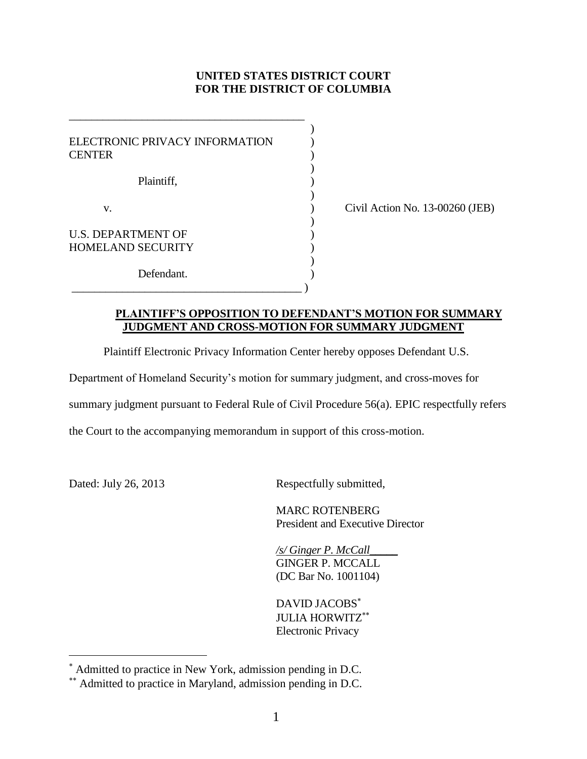**UNITED STATES DISTRICT COURT**
**FOR THE DISTRICT OF COLUMBIA**

| | |
|---|---|
| ELECTRONIC PRIVACY INFORMATION CENTER<br><br>Plaintiff,<br><br>v.<br><br>U.S. DEPARTMENT OF HOMELAND SECURITY<br><br>Defendant. | Civil Action No. 13-00260 (JEB) |

**PLAINTIFF'S OPPOSITION TO DEFENDANT'S MOTION FOR SUMMARY JUDGMENT AND CROSS-MOTION FOR SUMMARY JUDGMENT**

Plaintiff Electronic Privacy Information Center hereby opposes Defendant U.S. Department of Homeland Security's motion for summary judgment, and cross-moves for summary judgment pursuant to Federal Rule of Civil Procedure 56(a). EPIC respectfully refers the Court to the accompanying memorandum in support of this cross-motion.

Dated: July 26, 2013

Respectfully submitted,

MARC ROTENBERG
President and Executive Director

*/s/ Ginger P. McCall*
GINGER P. MCCALL
(DC Bar No. 1001104)

DAVID JACOBS[*]
JULIA HORWITZ[**]
Electronic Privacy

---

[*] Admitted to practice in New York, admission pending in D.C.

[**] Admitted to practice in Maryland, admission pending in D.C.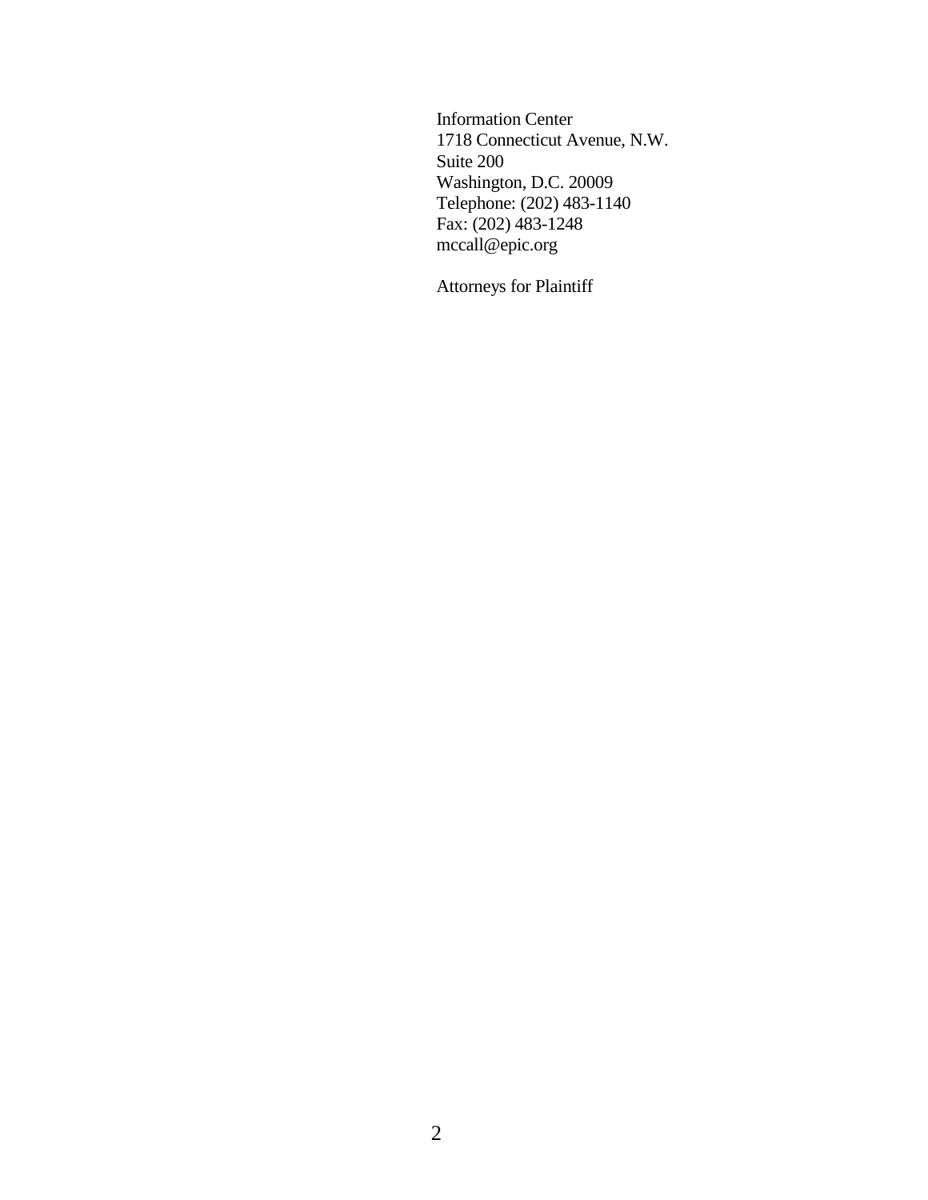Information Center
1718 Connecticut Avenue, N.W.
Suite 200
Washington, D.C. 20009
Telephone: (202) 483-1140
Fax: (202) 483-1248
mccall@epic.org

Attorneys for Plaintiff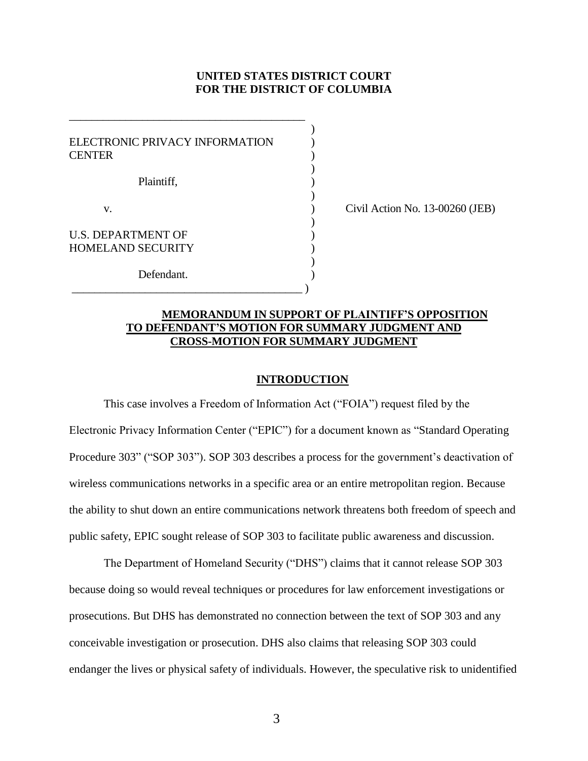**UNITED STATES DISTRICT COURT**
**FOR THE DISTRICT OF COLUMBIA**

ELECTRONIC PRIVACY INFORMATION CENTER

Plaintiff,

v.

U.S. DEPARTMENT OF HOMELAND SECURITY

Defendant.

Civil Action No. 13-00260 (JEB)

**MEMORANDUM IN SUPPORT OF PLAINTIFF'S OPPOSITION TO DEFENDANT'S MOTION FOR SUMMARY JUDGMENT AND CROSS-MOTION FOR SUMMARY JUDGMENT**

## INTRODUCTION

This case involves a Freedom of Information Act ("FOIA") request filed by the Electronic Privacy Information Center ("EPIC") for a document known as "Standard Operating Procedure 303" ("SOP 303"). SOP 303 describes a process for the government's deactivation of wireless communications networks in a specific area or an entire metropolitan region. Because the ability to shut down an entire communications network threatens both freedom of speech and public safety, EPIC sought release of SOP 303 to facilitate public awareness and discussion.

The Department of Homeland Security ("DHS") claims that it cannot release SOP 303 because doing so would reveal techniques or procedures for law enforcement investigations or prosecutions. But DHS has demonstrated no connection between the text of SOP 303 and any conceivable investigation or prosecution. DHS also claims that releasing SOP 303 could endanger the lives or physical safety of individuals. However, the speculative risk to unidentified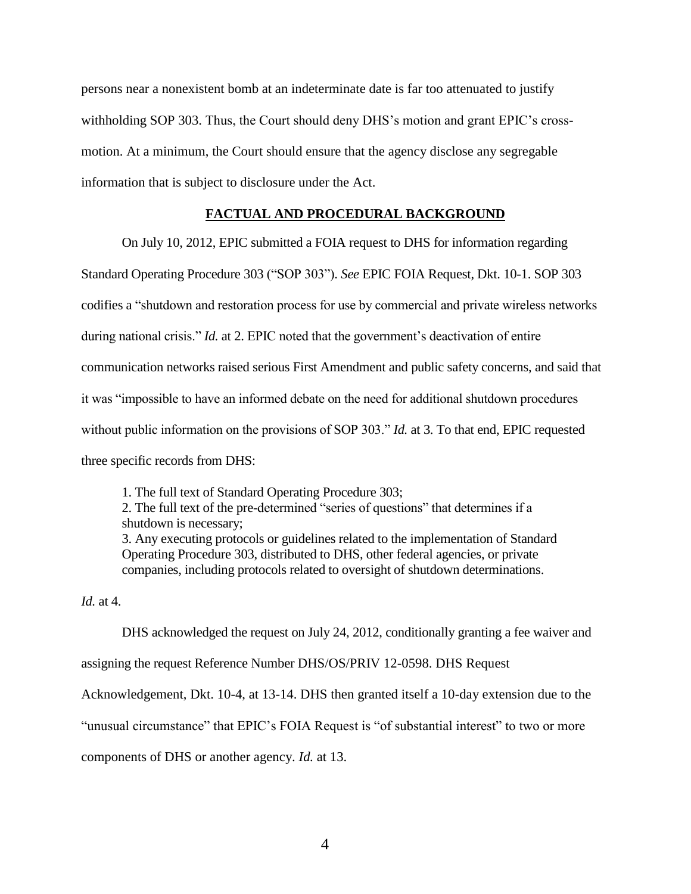persons near a nonexistent bomb at an indeterminate date is far too attenuated to justify withholding SOP 303. Thus, the Court should deny DHS's motion and grant EPIC's cross-motion. At a minimum, the Court should ensure that the agency disclose any segregable information that is subject to disclosure under the Act.

## **FACTUAL AND PROCEDURAL BACKGROUND**

On July 10, 2012, EPIC submitted a FOIA request to DHS for information regarding Standard Operating Procedure 303 ("SOP 303"). *See* EPIC FOIA Request, Dkt. 10-1. SOP 303 codifies a "shutdown and restoration process for use by commercial and private wireless networks during national crisis." *Id.* at 2. EPIC noted that the government's deactivation of entire communication networks raised serious First Amendment and public safety concerns, and said that it was "impossible to have an informed debate on the need for additional shutdown procedures without public information on the provisions of SOP 303." *Id.* at 3. To that end, EPIC requested three specific records from DHS:

> 1. The full text of Standard Operating Procedure 303;
> 2. The full text of the pre-determined "series of questions" that determines if a shutdown is necessary;
> 3. Any executing protocols or guidelines related to the implementation of Standard Operating Procedure 303, distributed to DHS, other federal agencies, or private companies, including protocols related to oversight of shutdown determinations.

*Id.* at 4.

DHS acknowledged the request on July 24, 2012, conditionally granting a fee waiver and assigning the request Reference Number DHS/OS/PRIV 12-0598. DHS Request Acknowledgement, Dkt. 10-4, at 13-14. DHS then granted itself a 10-day extension due to the "unusual circumstance" that EPIC's FOIA Request is "of substantial interest" to two or more components of DHS or another agency. *Id.* at 13.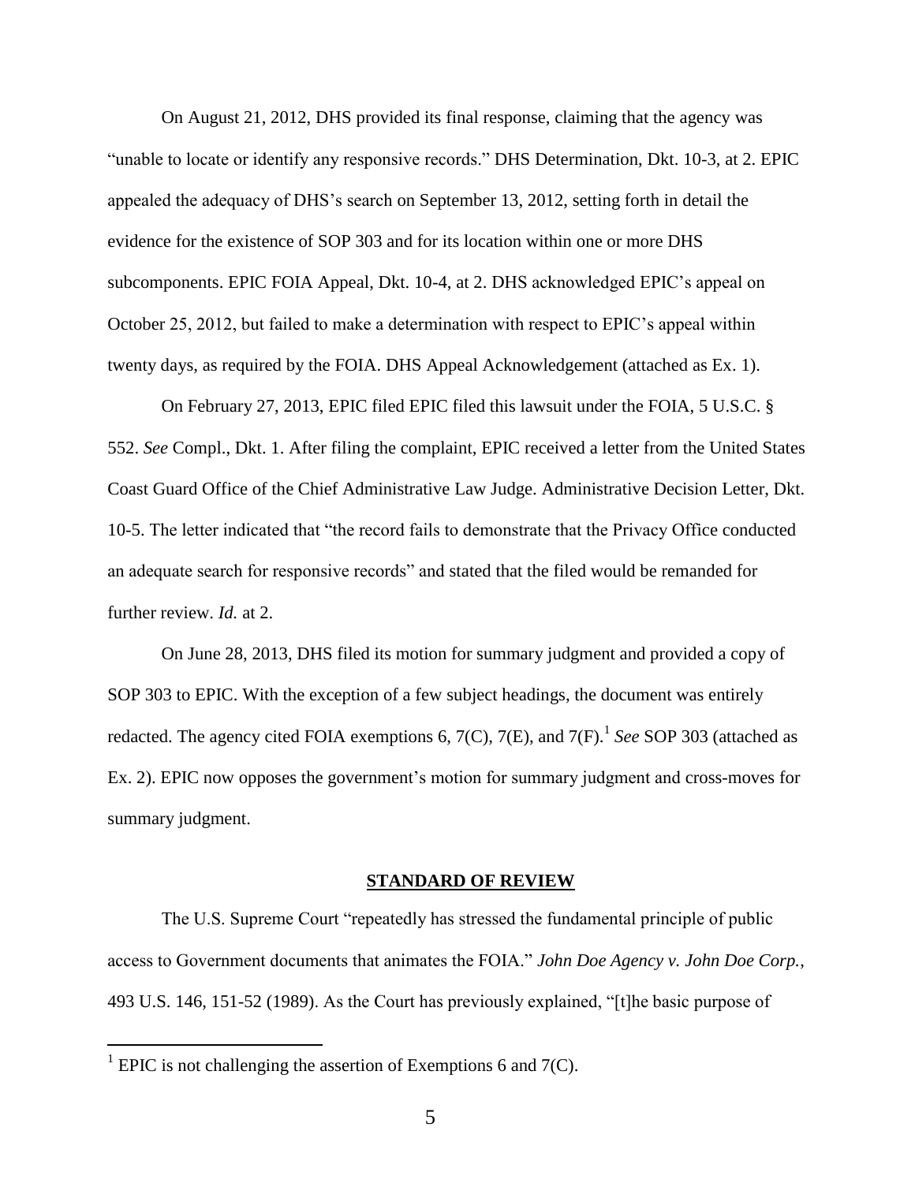On August 21, 2012, DHS provided its final response, claiming that the agency was "unable to locate or identify any responsive records." DHS Determination, Dkt. 10-3, at 2. EPIC appealed the adequacy of DHS's search on September 13, 2012, setting forth in detail the evidence for the existence of SOP 303 and for its location within one or more DHS subcomponents. EPIC FOIA Appeal, Dkt. 10-4, at 2. DHS acknowledged EPIC's appeal on October 25, 2012, but failed to make a determination with respect to EPIC's appeal within twenty days, as required by the FOIA. DHS Appeal Acknowledgement (attached as Ex. 1).

On February 27, 2013, EPIC filed EPIC filed this lawsuit under the FOIA, 5 U.S.C. § 552. *See* Compl., Dkt. 1. After filing the complaint, EPIC received a letter from the United States Coast Guard Office of the Chief Administrative Law Judge. Administrative Decision Letter, Dkt. 10-5. The letter indicated that "the record fails to demonstrate that the Privacy Office conducted an adequate search for responsive records" and stated that the filed would be remanded for further review. *Id.* at 2.

On June 28, 2013, DHS filed its motion for summary judgment and provided a copy of SOP 303 to EPIC. With the exception of a few subject headings, the document was entirely redacted. The agency cited FOIA exemptions 6, 7(C), 7(E), and 7(F).[1] *See* SOP 303 (attached as Ex. 2). EPIC now opposes the government's motion for summary judgment and cross-moves for summary judgment.

## STANDARD OF REVIEW

The U.S. Supreme Court "repeatedly has stressed the fundamental principle of public access to Government documents that animates the FOIA." *John Doe Agency v. John Doe Corp.*, 493 U.S. 146, 151-52 (1989). As the Court has previously explained, "[t]he basic purpose of

---

[1] EPIC is not challenging the assertion of Exemptions 6 and 7(C).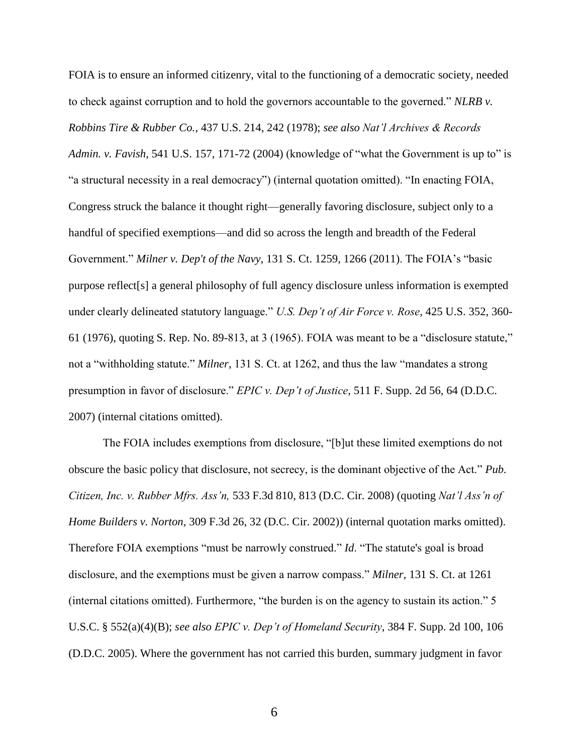FOIA is to ensure an informed citizenry, vital to the functioning of a democratic society, needed to check against corruption and to hold the governors accountable to the governed." *NLRB v. Robbins Tire & Rubber Co.*, 437 U.S. 214, 242 (1978); *see also Nat'l Archives & Records Admin. v. Favish*, 541 U.S. 157, 171-72 (2004) (knowledge of "what the Government is up to" is "a structural necessity in a real democracy") (internal quotation omitted). "In enacting FOIA, Congress struck the balance it thought right—generally favoring disclosure, subject only to a handful of specified exemptions—and did so across the length and breadth of the Federal Government." *Milner v. Dep't of the Navy*, 131 S. Ct. 1259, 1266 (2011). The FOIA's "basic purpose reflect[s] a general philosophy of full agency disclosure unless information is exempted under clearly delineated statutory language." *U.S. Dep't of Air Force v. Rose*, 425 U.S. 352, 360-61 (1976), quoting S. Rep. No. 89-813, at 3 (1965). FOIA was meant to be a "disclosure statute," not a "withholding statute." *Milner*, 131 S. Ct. at 1262, and thus the law "mandates a strong presumption in favor of disclosure." *EPIC v. Dep't of Justice*, 511 F. Supp. 2d 56, 64 (D.D.C. 2007) (internal citations omitted).

The FOIA includes exemptions from disclosure, "[b]ut these limited exemptions do not obscure the basic policy that disclosure, not secrecy, is the dominant objective of the Act." *Pub. Citizen, Inc. v. Rubber Mfrs. Ass'n,* 533 F.3d 810, 813 (D.C. Cir. 2008) (quoting *Nat'l Ass'n of Home Builders v. Norton,* 309 F.3d 26, 32 (D.C. Cir. 2002)) (internal quotation marks omitted). Therefore FOIA exemptions "must be narrowly construed." *Id*. "The statute's goal is broad disclosure, and the exemptions must be given a narrow compass." *Milner*, 131 S. Ct. at 1261 (internal citations omitted). Furthermore, "the burden is on the agency to sustain its action." 5 U.S.C. § 552(a)(4)(B); *see also EPIC v. Dep't of Homeland Security*, 384 F. Supp. 2d 100, 106 (D.D.C. 2005). Where the government has not carried this burden, summary judgment in favor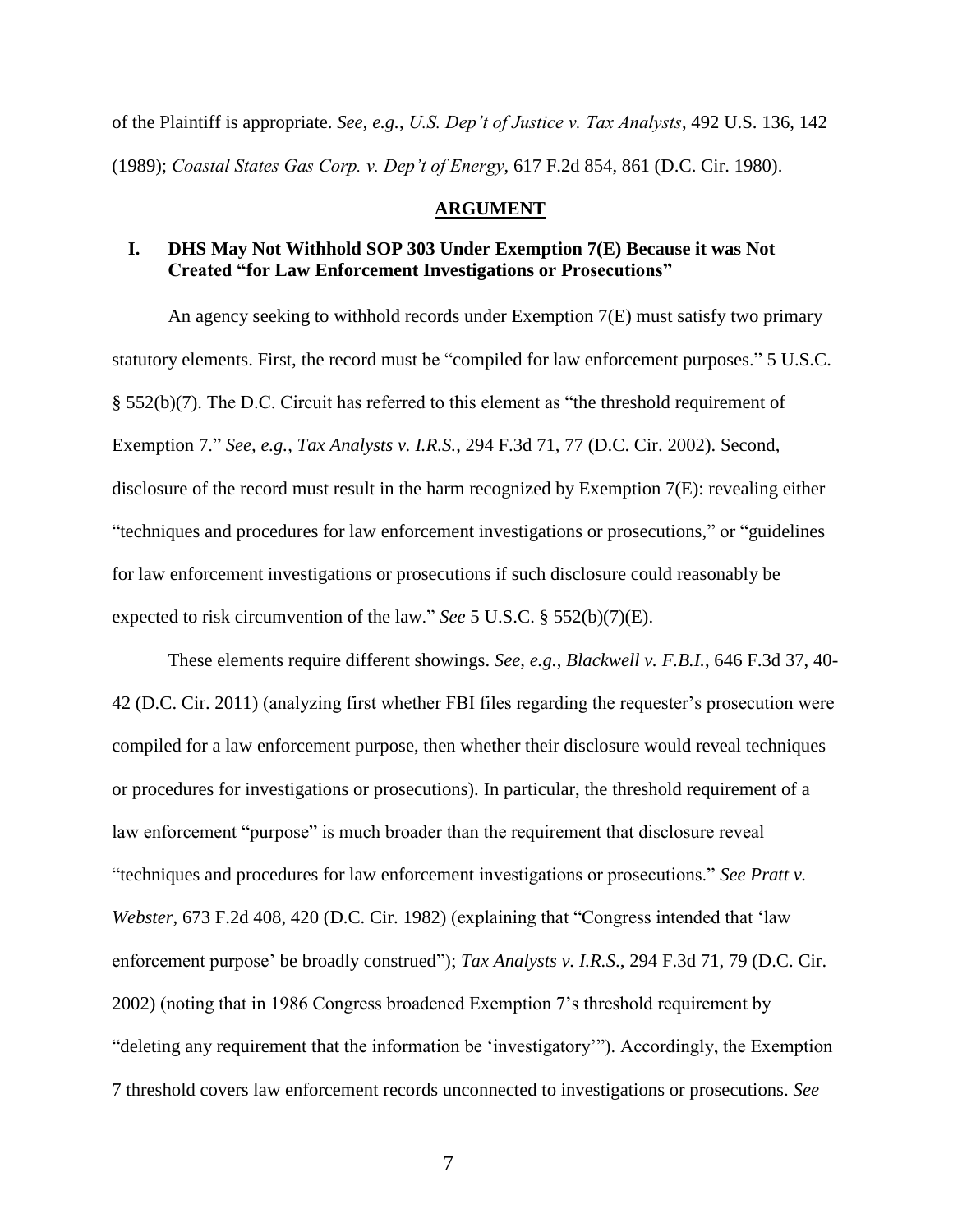of the Plaintiff is appropriate. *See, e.g.*, *U.S. Dep't of Justice v. Tax Analysts*, 492 U.S. 136, 142 (1989); *Coastal States Gas Corp. v. Dep't of Energy*, 617 F.2d 854, 861 (D.C. Cir. 1980).

## ARGUMENT

### I. DHS May Not Withhold SOP 303 Under Exemption 7(E) Because it was Not Created "for Law Enforcement Investigations or Prosecutions"

An agency seeking to withhold records under Exemption 7(E) must satisfy two primary statutory elements. First, the record must be "compiled for law enforcement purposes." 5 U.S.C. § 552(b)(7). The D.C. Circuit has referred to this element as "the threshold requirement of Exemption 7." *See, e.g.*, *Tax Analysts v. I.R.S.*, 294 F.3d 71, 77 (D.C. Cir. 2002). Second, disclosure of the record must result in the harm recognized by Exemption 7(E): revealing either "techniques and procedures for law enforcement investigations or prosecutions," or "guidelines for law enforcement investigations or prosecutions if such disclosure could reasonably be expected to risk circumvention of the law." *See* 5 U.S.C. § 552(b)(7)(E).

These elements require different showings. *See, e.g.*, *Blackwell v. F.B.I.*, 646 F.3d 37, 40-42 (D.C. Cir. 2011) (analyzing first whether FBI files regarding the requester's prosecution were compiled for a law enforcement purpose, then whether their disclosure would reveal techniques or procedures for investigations or prosecutions). In particular, the threshold requirement of a law enforcement "purpose" is much broader than the requirement that disclosure reveal "techniques and procedures for law enforcement investigations or prosecutions." *See Pratt v. Webster*, 673 F.2d 408, 420 (D.C. Cir. 1982) (explaining that "Congress intended that 'law enforcement purpose' be broadly construed"); *Tax Analysts v. I.R.S.*, 294 F.3d 71, 79 (D.C. Cir. 2002) (noting that in 1986 Congress broadened Exemption 7's threshold requirement by "deleting any requirement that the information be 'investigatory'"). Accordingly, the Exemption 7 threshold covers law enforcement records unconnected to investigations or prosecutions. *See*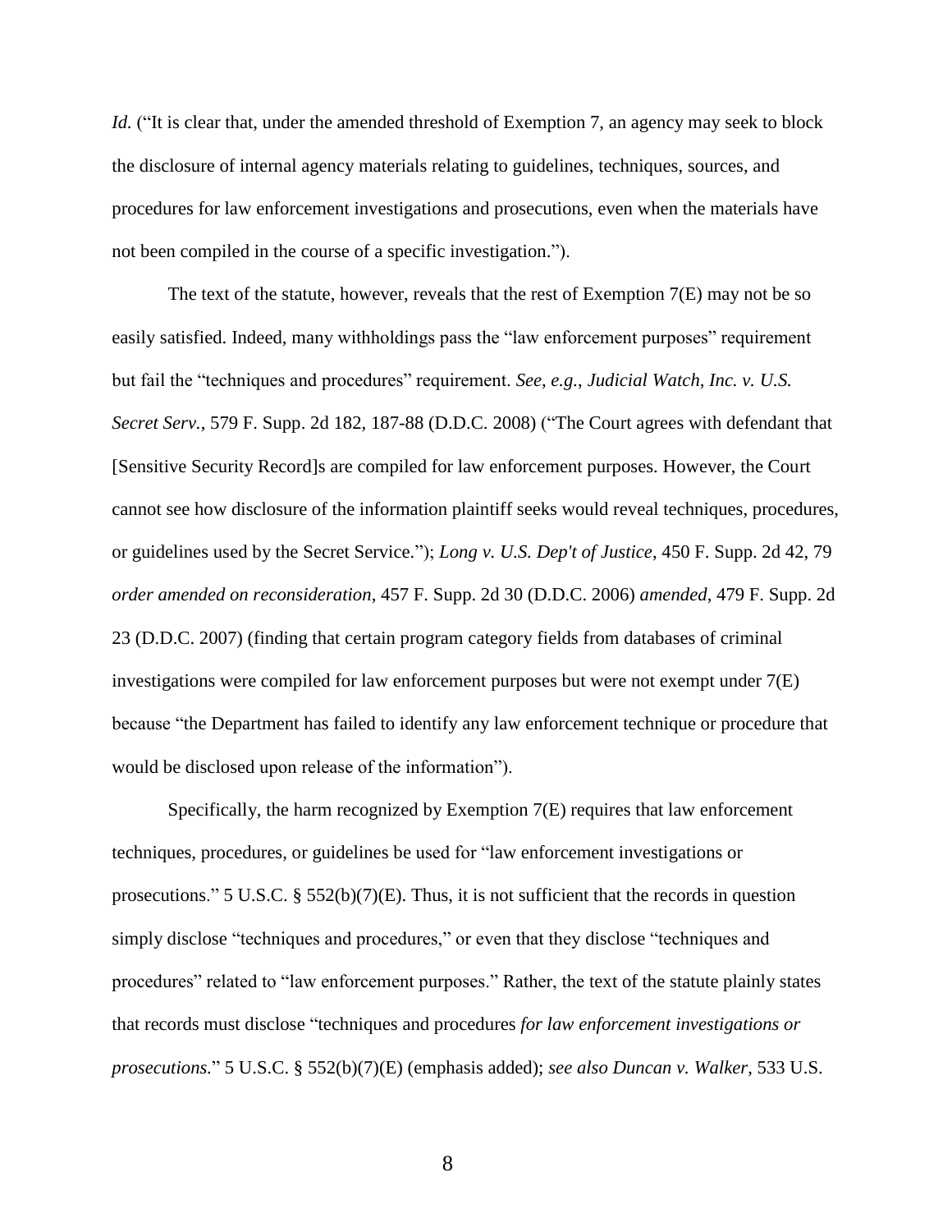*Id.* ("It is clear that, under the amended threshold of Exemption 7, an agency may seek to block the disclosure of internal agency materials relating to guidelines, techniques, sources, and procedures for law enforcement investigations and prosecutions, even when the materials have not been compiled in the course of a specific investigation.").

The text of the statute, however, reveals that the rest of Exemption 7(E) may not be so easily satisfied. Indeed, many withholdings pass the "law enforcement purposes" requirement but fail the "techniques and procedures" requirement. *See, e.g.*, *Judicial Watch, Inc. v. U.S. Secret Serv.*, 579 F. Supp. 2d 182, 187-88 (D.D.C. 2008) ("The Court agrees with defendant that [Sensitive Security Record]s are compiled for law enforcement purposes. However, the Court cannot see how disclosure of the information plaintiff seeks would reveal techniques, procedures, or guidelines used by the Secret Service."); *Long v. U.S. Dep't of Justice*, 450 F. Supp. 2d 42, 79 *order amended on reconsideration*, 457 F. Supp. 2d 30 (D.D.C. 2006) *amended*, 479 F. Supp. 2d 23 (D.D.C. 2007) (finding that certain program category fields from databases of criminal investigations were compiled for law enforcement purposes but were not exempt under 7(E) because "the Department has failed to identify any law enforcement technique or procedure that would be disclosed upon release of the information").

Specifically, the harm recognized by Exemption 7(E) requires that law enforcement techniques, procedures, or guidelines be used for "law enforcement investigations or prosecutions." 5 U.S.C. § 552(b)(7)(E). Thus, it is not sufficient that the records in question simply disclose "techniques and procedures," or even that they disclose "techniques and procedures" related to "law enforcement purposes." Rather, the text of the statute plainly states that records must disclose "techniques and procedures *for law enforcement investigations or prosecutions.*" 5 U.S.C. § 552(b)(7)(E) (emphasis added); *see also Duncan v. Walker*, 533 U.S.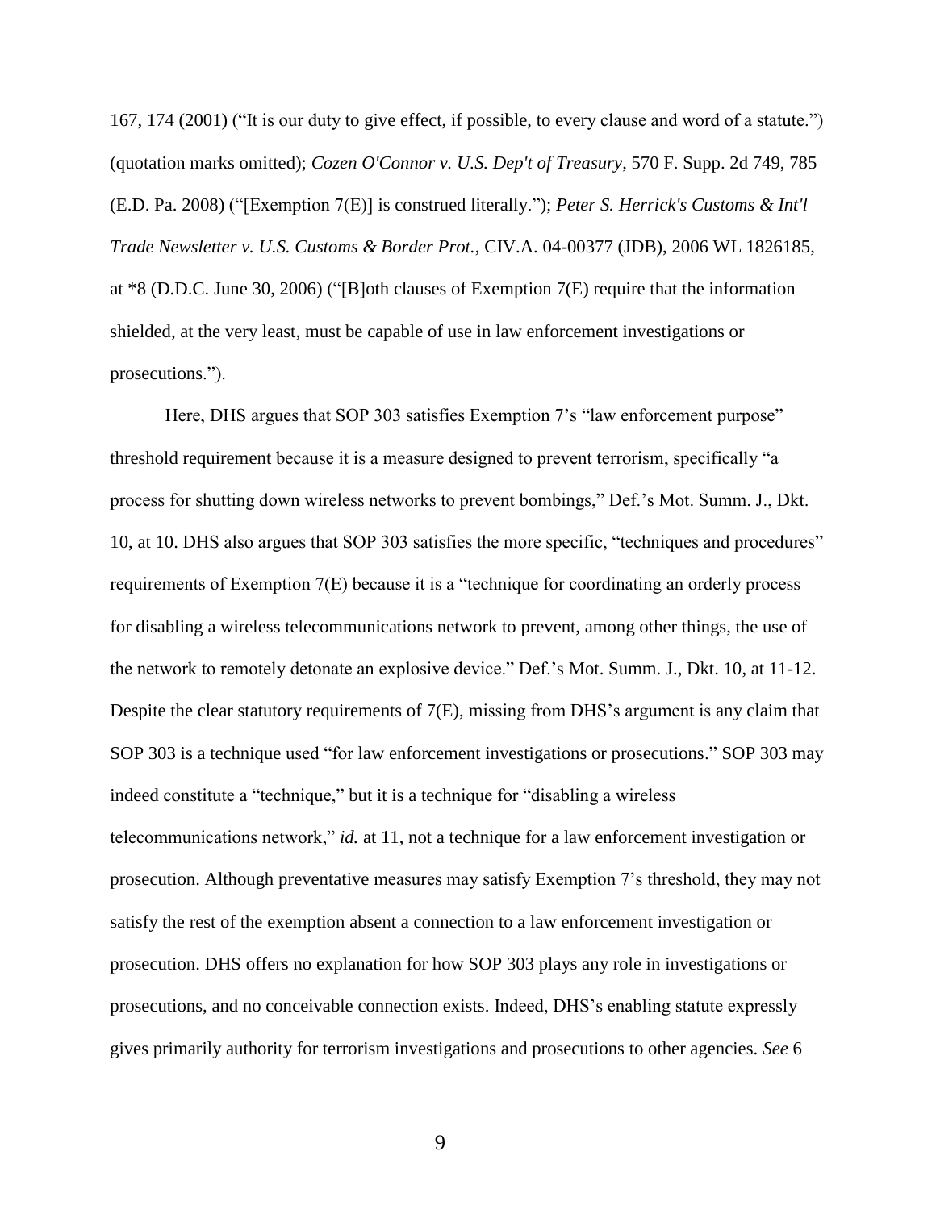167, 174 (2001) ("It is our duty to give effect, if possible, to every clause and word of a statute.") (quotation marks omitted); *Cozen O'Connor v. U.S. Dep't of Treasury*, 570 F. Supp. 2d 749, 785 (E.D. Pa. 2008) ("[Exemption 7(E)] is construed literally."); *Peter S. Herrick's Customs & Int'l Trade Newsletter v. U.S. Customs & Border Prot.*, CIV.A. 04-00377 (JDB), 2006 WL 1826185, at *8 (D.D.C. June 30, 2006) ("[B]oth clauses of Exemption 7(E) require that the information shielded, at the very least, must be capable of use in law enforcement investigations or prosecutions.").

Here, DHS argues that SOP 303 satisfies Exemption 7's "law enforcement purpose" threshold requirement because it is a measure designed to prevent terrorism, specifically "a process for shutting down wireless networks to prevent bombings," Def.'s Mot. Summ. J., Dkt. 10, at 10. DHS also argues that SOP 303 satisfies the more specific, "techniques and procedures" requirements of Exemption 7(E) because it is a "technique for coordinating an orderly process for disabling a wireless telecommunications network to prevent, among other things, the use of the network to remotely detonate an explosive device." Def.'s Mot. Summ. J., Dkt. 10, at 11-12. Despite the clear statutory requirements of 7(E), missing from DHS's argument is any claim that SOP 303 is a technique used "for law enforcement investigations or prosecutions." SOP 303 may indeed constitute a "technique," but it is a technique for "disabling a wireless telecommunications network," *id.* at 11, not a technique for a law enforcement investigation or prosecution. Although preventative measures may satisfy Exemption 7's threshold, they may not satisfy the rest of the exemption absent a connection to a law enforcement investigation or prosecution. DHS offers no explanation for how SOP 303 plays any role in investigations or prosecutions, and no conceivable connection exists. Indeed, DHS's enabling statute expressly gives primarily authority for terrorism investigations and prosecutions to other agencies. *See* 6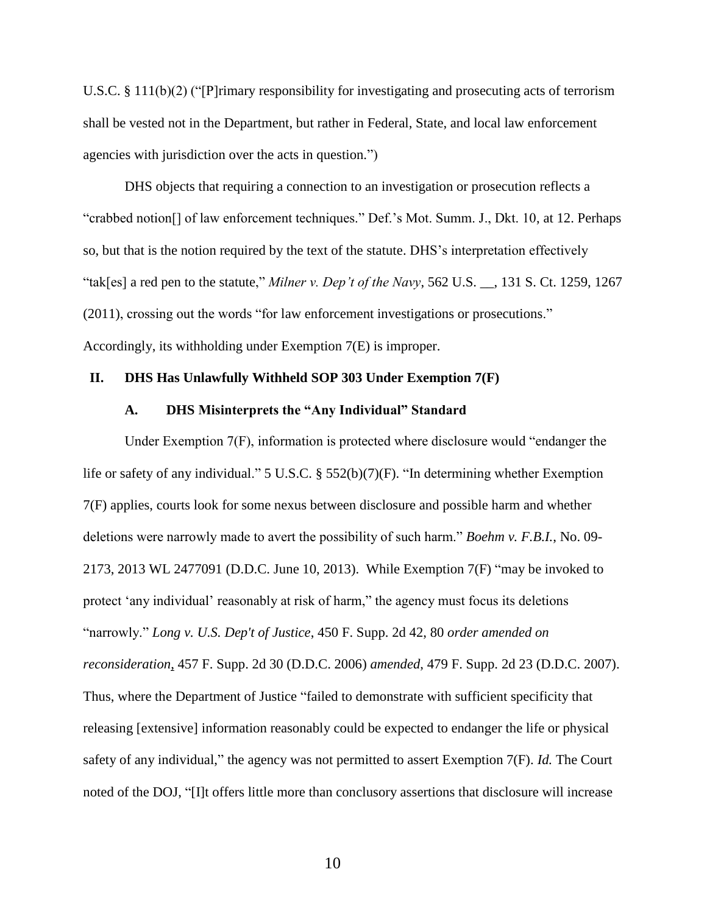U.S.C. § 111(b)(2) ("[P]rimary responsibility for investigating and prosecuting acts of terrorism shall be vested not in the Department, but rather in Federal, State, and local law enforcement agencies with jurisdiction over the acts in question.")

DHS objects that requiring a connection to an investigation or prosecution reflects a "crabbed notion[] of law enforcement techniques." Def.'s Mot. Summ. J., Dkt. 10, at 12. Perhaps so, but that is the notion required by the text of the statute. DHS's interpretation effectively "tak[es] a red pen to the statute," *Milner v. Dep't of the Navy*, 562 U.S. __, 131 S. Ct. 1259, 1267 (2011), crossing out the words "for law enforcement investigations or prosecutions." Accordingly, its withholding under Exemption 7(E) is improper.

## II. DHS Has Unlawfully Withheld SOP 303 Under Exemption 7(F)

### A. DHS Misinterprets the "Any Individual" Standard

Under Exemption 7(F), information is protected where disclosure would "endanger the life or safety of any individual." 5 U.S.C. § 552(b)(7)(F). "In determining whether Exemption 7(F) applies, courts look for some nexus between disclosure and possible harm and whether deletions were narrowly made to avert the possibility of such harm." *Boehm v. F.B.I.*, No. 09-2173, 2013 WL 2477091 (D.D.C. June 10, 2013). While Exemption 7(F) "may be invoked to protect 'any individual' reasonably at risk of harm," the agency must focus its deletions "narrowly." *Long v. U.S. Dep't of Justice*, 450 F. Supp. 2d 42, 80 *order amended on reconsideration*, 457 F. Supp. 2d 30 (D.D.C. 2006) *amended*, 479 F. Supp. 2d 23 (D.D.C. 2007). Thus, where the Department of Justice "failed to demonstrate with sufficient specificity that releasing [extensive] information reasonably could be expected to endanger the life or physical safety of any individual," the agency was not permitted to assert Exemption 7(F). *Id.* The Court noted of the DOJ, "[I]t offers little more than conclusory assertions that disclosure will increase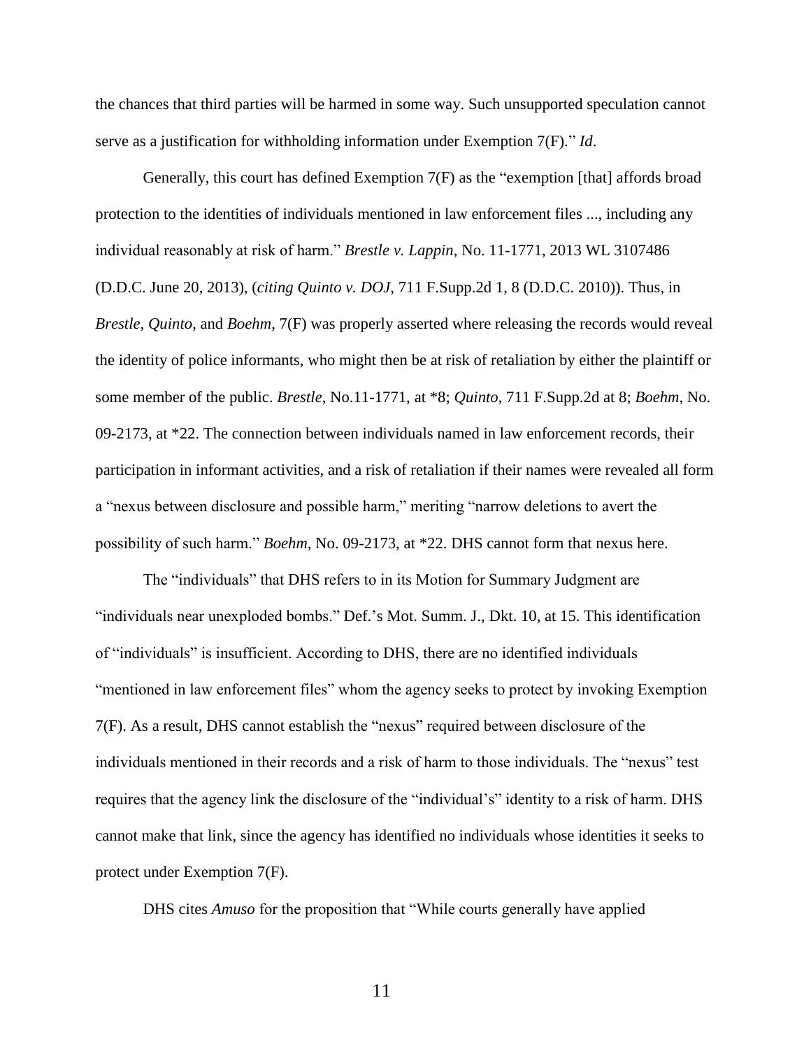the chances that third parties will be harmed in some way. Such unsupported speculation cannot serve as a justification for withholding information under Exemption 7(F)." *Id*.

Generally, this court has defined Exemption 7(F) as the "exemption [that] affords broad protection to the identities of individuals mentioned in law enforcement files ..., including any individual reasonably at risk of harm." *Brestle v. Lappin*, No. 11-1771, 2013 WL 3107486 (D.D.C. June 20, 2013), (*citing Quinto v. DOJ*, 711 F.Supp.2d 1, 8 (D.D.C. 2010)). Thus, in *Brestle, Quinto*, and *Boehm*, 7(F) was properly asserted where releasing the records would reveal the identity of police informants, who might then be at risk of retaliation by either the plaintiff or some member of the public. *Brestle*, No.11-1771, at *8; *Quinto*, 711 F.Supp.2d at 8; *Boehm*, No. 09-2173, at *22. The connection between individuals named in law enforcement records, their participation in informant activities, and a risk of retaliation if their names were revealed all form a "nexus between disclosure and possible harm," meriting "narrow deletions to avert the possibility of such harm." *Boehm*, No. 09-2173, at *22. DHS cannot form that nexus here.

The "individuals" that DHS refers to in its Motion for Summary Judgment are "individuals near unexploded bombs." Def.'s Mot. Summ. J., Dkt. 10, at 15. This identification of "individuals" is insufficient. According to DHS, there are no identified individuals "mentioned in law enforcement files" whom the agency seeks to protect by invoking Exemption 7(F). As a result, DHS cannot establish the "nexus" required between disclosure of the individuals mentioned in their records and a risk of harm to those individuals. The "nexus" test requires that the agency link the disclosure of the "individual's" identity to a risk of harm. DHS cannot make that link, since the agency has identified no individuals whose identities it seeks to protect under Exemption 7(F).

DHS cites *Amuso* for the proposition that "While courts generally have applied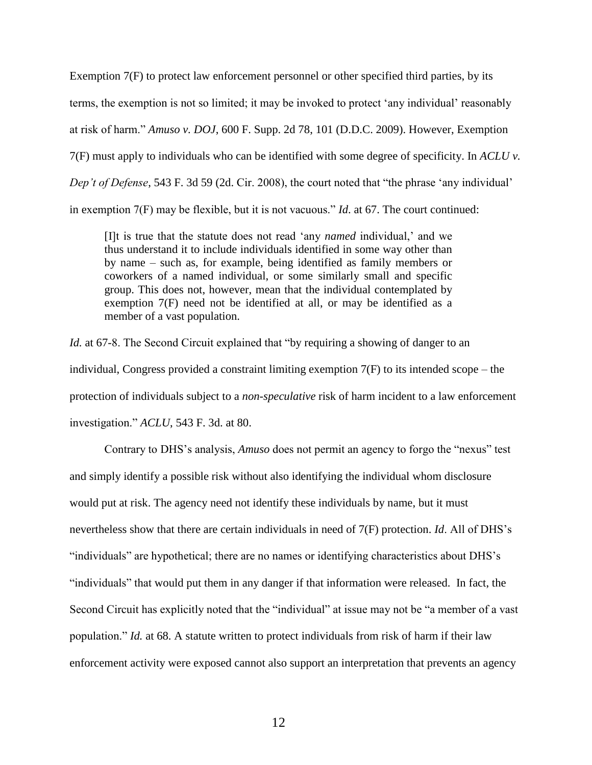Exemption 7(F) to protect law enforcement personnel or other specified third parties, by its terms, the exemption is not so limited; it may be invoked to protect 'any individual' reasonably at risk of harm." *Amuso v. DOJ*, 600 F. Supp. 2d 78, 101 (D.D.C. 2009). However, Exemption 7(F) must apply to individuals who can be identified with some degree of specificity. In *ACLU v. Dep't of Defense*, 543 F. 3d 59 (2d. Cir. 2008), the court noted that "the phrase 'any individual' in exemption 7(F) may be flexible, but it is not vacuous." *Id.* at 67. The court continued:

> [I]t is true that the statute does not read 'any *named* individual,' and we thus understand it to include individuals identified in some way other than by name – such as, for example, being identified as family members or coworkers of a named individual, or some similarly small and specific group. This does not, however, mean that the individual contemplated by exemption 7(F) need not be identified at all, or may be identified as a member of a vast population.

*Id.* at 67-8. The Second Circuit explained that "by requiring a showing of danger to an individual, Congress provided a constraint limiting exemption 7(F) to its intended scope – the protection of individuals subject to a *non-speculative* risk of harm incident to a law enforcement investigation." *ACLU*, 543 F. 3d. at 80.

Contrary to DHS's analysis, *Amuso* does not permit an agency to forgo the "nexus" test and simply identify a possible risk without also identifying the individual whom disclosure would put at risk. The agency need not identify these individuals by name, but it must nevertheless show that there are certain individuals in need of 7(F) protection. *Id*. All of DHS's "individuals" are hypothetical; there are no names or identifying characteristics about DHS's "individuals" that would put them in any danger if that information were released. In fact, the Second Circuit has explicitly noted that the "individual" at issue may not be "a member of a vast population." *Id.* at 68. A statute written to protect individuals from risk of harm if their law enforcement activity were exposed cannot also support an interpretation that prevents an agency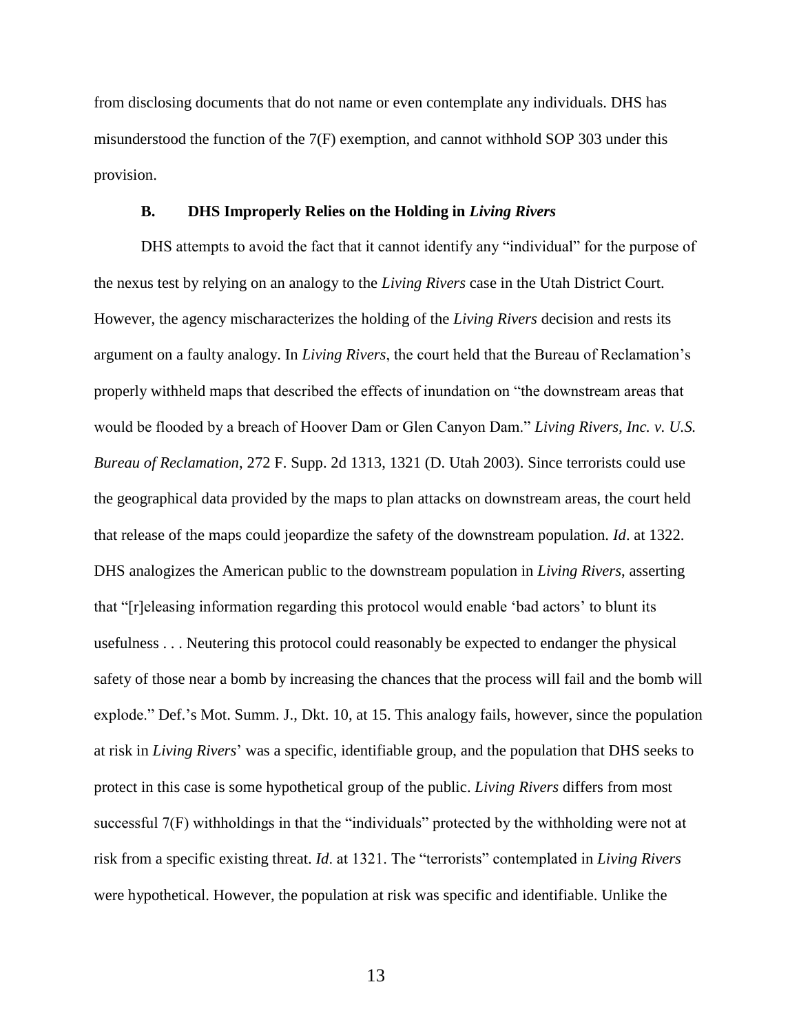from disclosing documents that do not name or even contemplate any individuals. DHS has misunderstood the function of the 7(F) exemption, and cannot withhold SOP 303 under this provision.

### B. DHS Improperly Relies on the Holding in *Living Rivers*

DHS attempts to avoid the fact that it cannot identify any "individual" for the purpose of the nexus test by relying on an analogy to the *Living Rivers* case in the Utah District Court. However, the agency mischaracterizes the holding of the *Living Rivers* decision and rests its argument on a faulty analogy. In *Living Rivers*, the court held that the Bureau of Reclamation's properly withheld maps that described the effects of inundation on "the downstream areas that would be flooded by a breach of Hoover Dam or Glen Canyon Dam." *Living Rivers, Inc. v. U.S. Bureau of Reclamation*, 272 F. Supp. 2d 1313, 1321 (D. Utah 2003). Since terrorists could use the geographical data provided by the maps to plan attacks on downstream areas, the court held that release of the maps could jeopardize the safety of the downstream population. *Id*. at 1322. DHS analogizes the American public to the downstream population in *Living Rivers*, asserting that "[r]eleasing information regarding this protocol would enable 'bad actors' to blunt its usefulness . . . Neutering this protocol could reasonably be expected to endanger the physical safety of those near a bomb by increasing the chances that the process will fail and the bomb will explode." Def.'s Mot. Summ. J., Dkt. 10, at 15. This analogy fails, however, since the population at risk in *Living Rivers*' was a specific, identifiable group, and the population that DHS seeks to protect in this case is some hypothetical group of the public. *Living Rivers* differs from most successful 7(F) withholdings in that the "individuals" protected by the withholding were not at risk from a specific existing threat. *Id*. at 1321. The "terrorists" contemplated in *Living Rivers* were hypothetical. However, the population at risk was specific and identifiable. Unlike the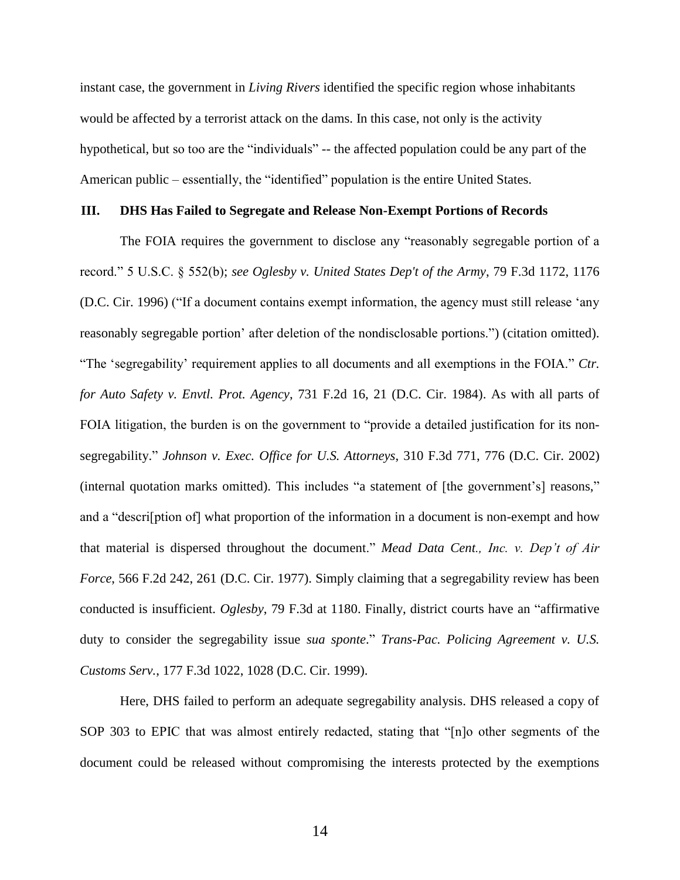instant case, the government in *Living Rivers* identified the specific region whose inhabitants would be affected by a terrorist attack on the dams. In this case, not only is the activity hypothetical, but so too are the "individuals" -- the affected population could be any part of the American public – essentially, the "identified" population is the entire United States.

## III. DHS Has Failed to Segregate and Release Non-Exempt Portions of Records

The FOIA requires the government to disclose any "reasonably segregable portion of a record." 5 U.S.C. § 552(b); *see Oglesby v. United States Dep't of the Army*, 79 F.3d 1172, 1176 (D.C. Cir. 1996) ("If a document contains exempt information, the agency must still release 'any reasonably segregable portion' after deletion of the nondisclosable portions.") (citation omitted). "The 'segregability' requirement applies to all documents and all exemptions in the FOIA." *Ctr. for Auto Safety v. Envtl. Prot. Agency*, 731 F.2d 16, 21 (D.C. Cir. 1984). As with all parts of FOIA litigation, the burden is on the government to "provide a detailed justification for its non-segregability." *Johnson v. Exec. Office for U.S. Attorneys*, 310 F.3d 771, 776 (D.C. Cir. 2002) (internal quotation marks omitted). This includes "a statement of [the government's] reasons," and a "descri[ption of] what proportion of the information in a document is non-exempt and how that material is dispersed throughout the document." *Mead Data Cent., Inc. v. Dep't of Air Force*, 566 F.2d 242, 261 (D.C. Cir. 1977). Simply claiming that a segregability review has been conducted is insufficient. *Oglesby*, 79 F.3d at 1180. Finally, district courts have an "affirmative duty to consider the segregability issue *sua sponte*." *Trans-Pac. Policing Agreement v. U.S. Customs Serv.*, 177 F.3d 1022, 1028 (D.C. Cir. 1999).

Here, DHS failed to perform an adequate segregability analysis. DHS released a copy of SOP 303 to EPIC that was almost entirely redacted, stating that "[n]o other segments of the document could be released without compromising the interests protected by the exemptions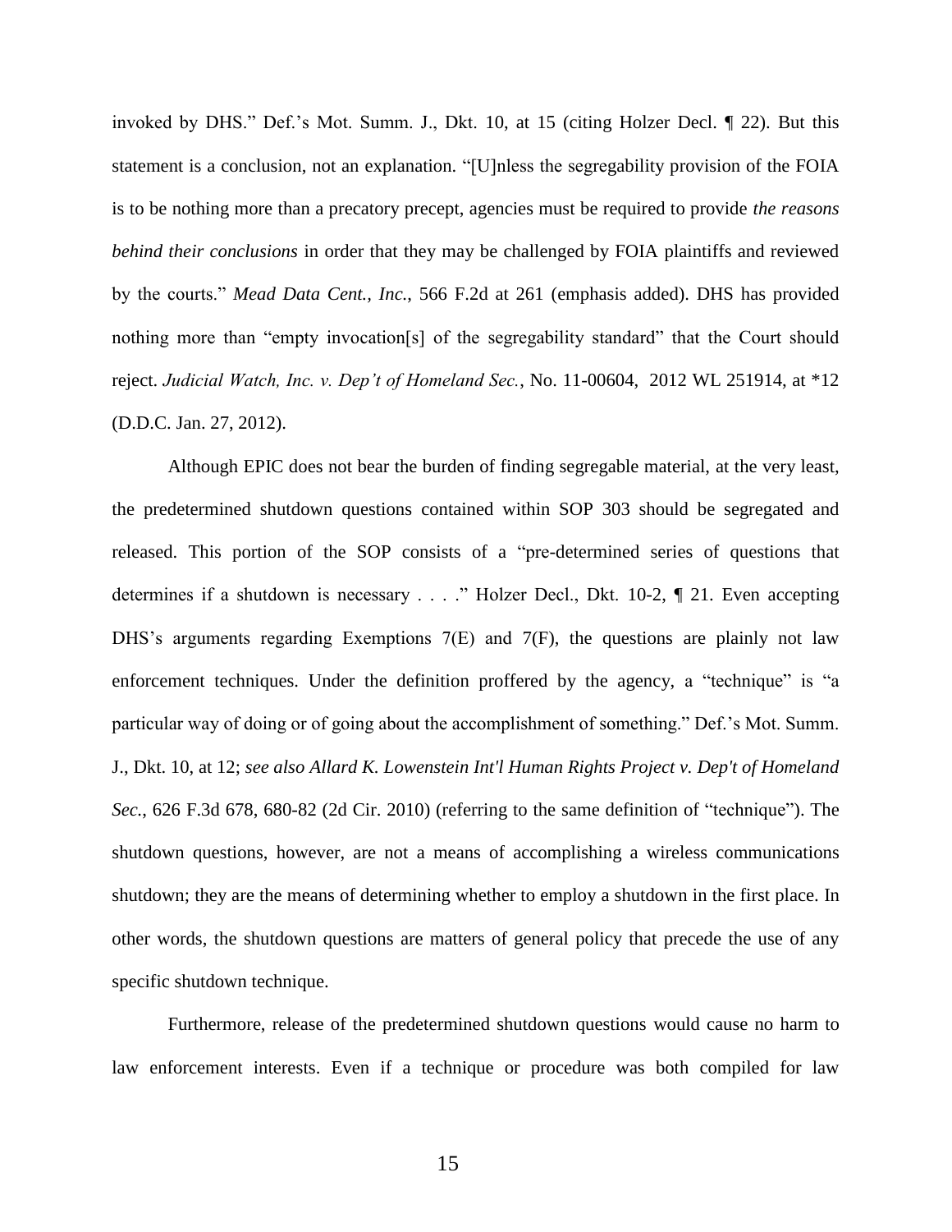invoked by DHS." Def.'s Mot. Summ. J., Dkt. 10, at 15 (citing Holzer Decl. ¶ 22). But this statement is a conclusion, not an explanation. "[U]nless the segregability provision of the FOIA is to be nothing more than a precatory precept, agencies must be required to provide *the reasons behind their conclusions* in order that they may be challenged by FOIA plaintiffs and reviewed by the courts." *Mead Data Cent., Inc.*, 566 F.2d at 261 (emphasis added). DHS has provided nothing more than "empty invocation[s] of the segregability standard" that the Court should reject. *Judicial Watch, Inc. v. Dep't of Homeland Sec.*, No. 11-00604, 2012 WL 251914, at *12 (D.D.C. Jan. 27, 2012).

Although EPIC does not bear the burden of finding segregable material, at the very least, the predetermined shutdown questions contained within SOP 303 should be segregated and released. This portion of the SOP consists of a "pre-determined series of questions that determines if a shutdown is necessary . . . ." Holzer Decl., Dkt. 10-2, ¶ 21. Even accepting DHS's arguments regarding Exemptions 7(E) and 7(F), the questions are plainly not law enforcement techniques. Under the definition proffered by the agency, a "technique" is "a particular way of doing or of going about the accomplishment of something." Def.'s Mot. Summ. J., Dkt. 10, at 12; *see also Allard K. Lowenstein Int'l Human Rights Project v. Dep't of Homeland Sec.*, 626 F.3d 678, 680-82 (2d Cir. 2010) (referring to the same definition of "technique"). The shutdown questions, however, are not a means of accomplishing a wireless communications shutdown; they are the means of determining whether to employ a shutdown in the first place. In other words, the shutdown questions are matters of general policy that precede the use of any specific shutdown technique.

Furthermore, release of the predetermined shutdown questions would cause no harm to law enforcement interests. Even if a technique or procedure was both compiled for law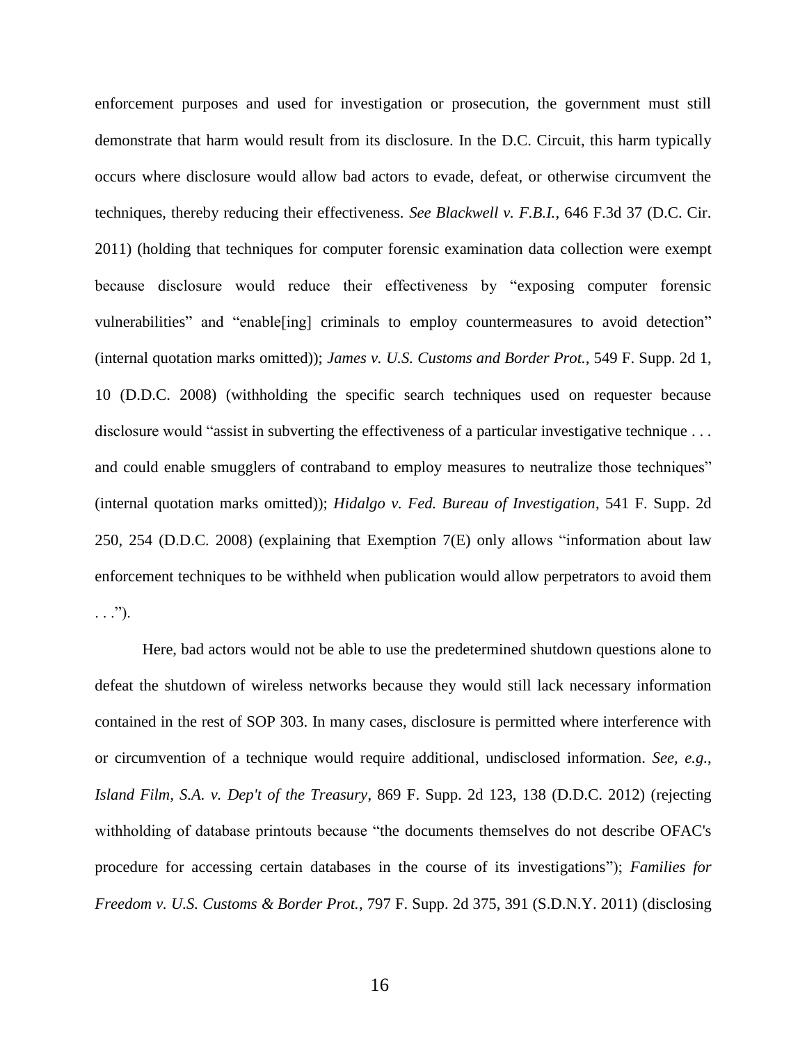enforcement purposes and used for investigation or prosecution, the government must still demonstrate that harm would result from its disclosure. In the D.C. Circuit, this harm typically occurs where disclosure would allow bad actors to evade, defeat, or otherwise circumvent the techniques, thereby reducing their effectiveness. *See Blackwell v. F.B.I.*, 646 F.3d 37 (D.C. Cir. 2011) (holding that techniques for computer forensic examination data collection were exempt because disclosure would reduce their effectiveness by "exposing computer forensic vulnerabilities" and "enable[ing] criminals to employ countermeasures to avoid detection" (internal quotation marks omitted)); *James v. U.S. Customs and Border Prot.*, 549 F. Supp. 2d 1, 10 (D.D.C. 2008) (withholding the specific search techniques used on requester because disclosure would "assist in subverting the effectiveness of a particular investigative technique . . . and could enable smugglers of contraband to employ measures to neutralize those techniques" (internal quotation marks omitted)); *Hidalgo v. Fed. Bureau of Investigation*, 541 F. Supp. 2d 250, 254 (D.D.C. 2008) (explaining that Exemption 7(E) only allows "information about law enforcement techniques to be withheld when publication would allow perpetrators to avoid them . . .").

Here, bad actors would not be able to use the predetermined shutdown questions alone to defeat the shutdown of wireless networks because they would still lack necessary information contained in the rest of SOP 303. In many cases, disclosure is permitted where interference with or circumvention of a technique would require additional, undisclosed information. *See, e.g.*, *Island Film, S.A. v. Dep't of the Treasury*, 869 F. Supp. 2d 123, 138 (D.D.C. 2012) (rejecting withholding of database printouts because "the documents themselves do not describe OFAC's procedure for accessing certain databases in the course of its investigations"); *Families for Freedom v. U.S. Customs & Border Prot.*, 797 F. Supp. 2d 375, 391 (S.D.N.Y. 2011) (disclosing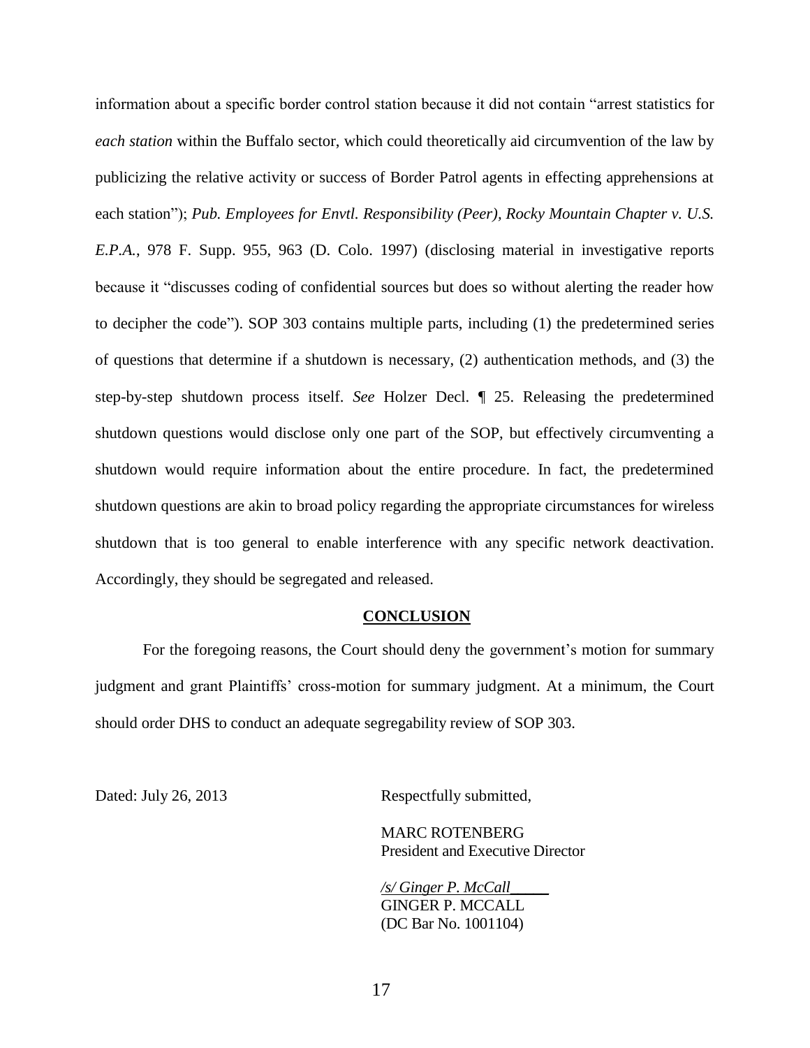information about a specific border control station because it did not contain "arrest statistics for *each station* within the Buffalo sector, which could theoretically aid circumvention of the law by publicizing the relative activity or success of Border Patrol agents in effecting apprehensions at each station"); *Pub. Employees for Envtl. Responsibility (Peer), Rocky Mountain Chapter v. U.S. E.P.A.*, 978 F. Supp. 955, 963 (D. Colo. 1997) (disclosing material in investigative reports because it "discusses coding of confidential sources but does so without alerting the reader how to decipher the code"). SOP 303 contains multiple parts, including (1) the predetermined series of questions that determine if a shutdown is necessary, (2) authentication methods, and (3) the step-by-step shutdown process itself. *See* Holzer Decl. ¶ 25. Releasing the predetermined shutdown questions would disclose only one part of the SOP, but effectively circumventing a shutdown would require information about the entire procedure. In fact, the predetermined shutdown questions are akin to broad policy regarding the appropriate circumstances for wireless shutdown that is too general to enable interference with any specific network deactivation. Accordingly, they should be segregated and released.

## CONCLUSION

For the foregoing reasons, the Court should deny the government's motion for summary judgment and grant Plaintiffs' cross-motion for summary judgment. At a minimum, the Court should order DHS to conduct an adequate segregability review of SOP 303.

Dated: July 26, 2013

Respectfully submitted,

MARC ROTENBERG
President and Executive Director

*/s/ Ginger P. McCall*_____
GINGER P. MCCALL
(DC Bar No. 1001104)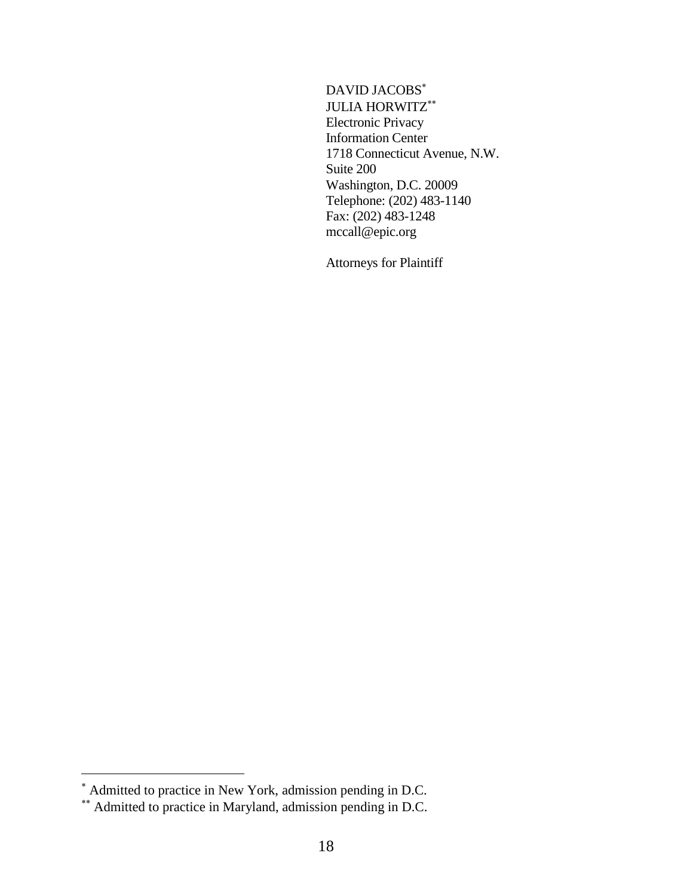DAVID JACOBS[*]
JULIA HORWITZ[**]
Electronic Privacy
Information Center
1718 Connecticut Avenue, N.W.
Suite 200
Washington, D.C. 20009
Telephone: (202) 483-1140
Fax: (202) 483-1248
mccall@epic.org

Attorneys for Plaintiff

---

[*] Admitted to practice in New York, admission pending in D.C.
[**] Admitted to practice in Maryland, admission pending in D.C.